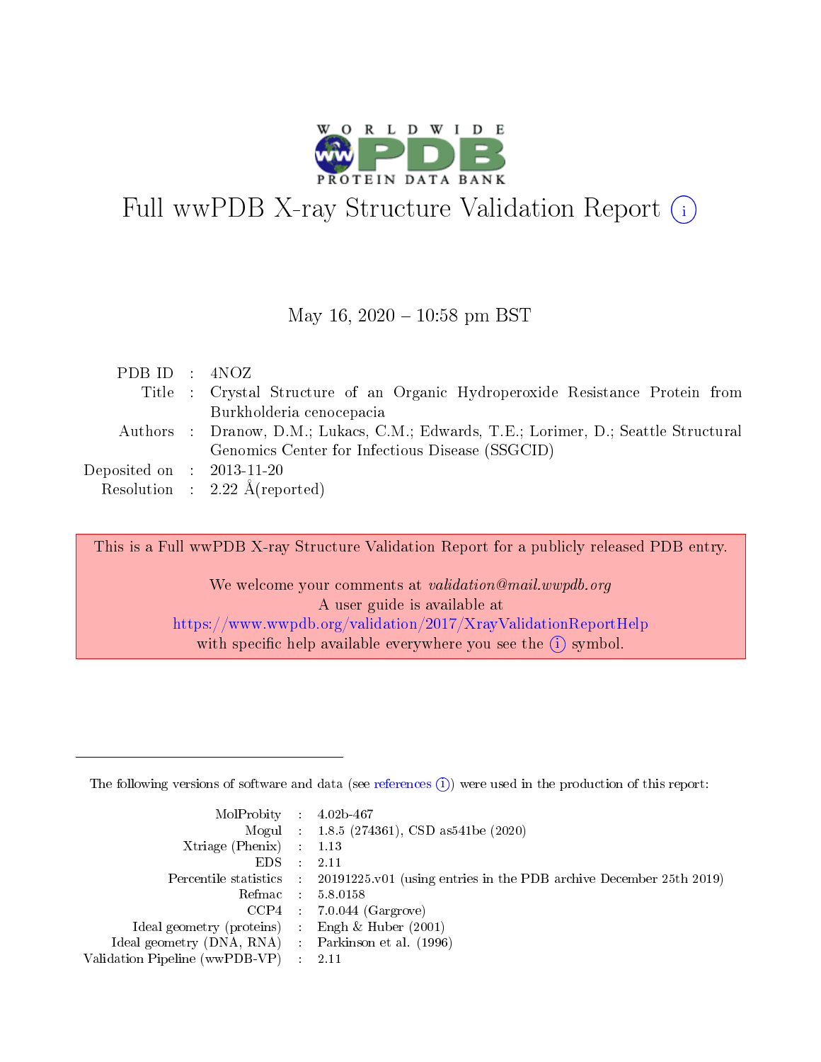# Full wwPDB X-ray Structure Validation Report (i)

May 16, 2020 – 10:58 pm BST

| | | |
|---|---|---|
| PDB ID | : | 4NOZ |
| Title | : | Crystal Structure of an Organic Hydroperoxide Resistance Protein from Burkholderia cenocepacia |
| Authors | : | Dranow, D.M.; Lukacs, C.M.; Edwards, T.E.; Lorimer, D.; Seattle Structural Genomics Center for Infectious Disease (SSGCID) |
| Deposited on | : | 2013-11-20 |
| Resolution | : | 2.22 Å(reported) |

This is a Full wwPDB X-ray Structure Validation Report for a publicly released PDB entry.

We welcome your comments at *validation@mail.wwpdb.org*
A user guide is available at
https://www.wwpdb.org/validation/2017/XrayValidationReportHelp
with specific help available everywhere you see the (i) symbol.

---

The following versions of software and data (see references (i)) were used in the production of this report:

| | | |
|---|---|---|
| MolProbity | : | 4.02b-467 |
| Mogul | : | 1.8.5 (274361), CSD as541be (2020) |
| Xtriage (Phenix) | : | 1.13 |
| EDS | : | 2.11 |
| Percentile statistics | : | 20191225.v01 (using entries in the PDB archive December 25th 2019) |
| Refmac | : | 5.8.0158 |
| CCP4 | : | 7.0.044 (Gargrove) |
| Ideal geometry (proteins) | : | Engh & Huber (2001) |
| Ideal geometry (DNA, RNA) | : | Parkinson et al. (1996) |
| Validation Pipeline (wwPDB-VP) | : | 2.11 |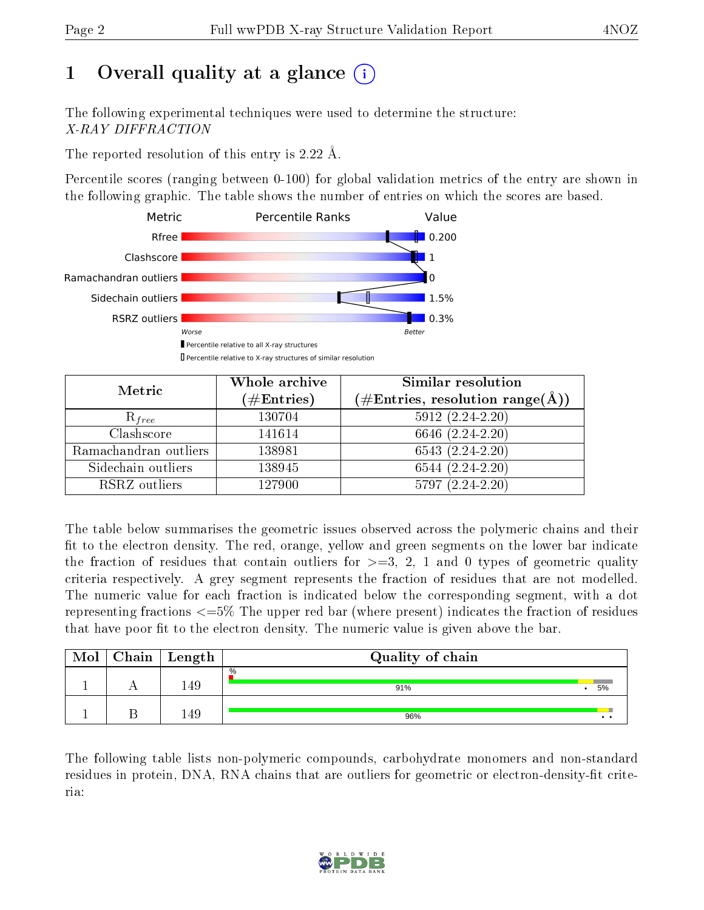# 1 Overall quality at a glance (i)

The following experimental techniques were used to determine the structure:
*X-RAY DIFFRACTION*

The reported resolution of this entry is 2.22 Å.

Percentile scores (ranging between 0-100) for global validation metrics of the entry are shown in the following graphic. The table shows the number of entries on which the scores are based.

| Metric | Value |
|---|---|
| Rfree | 0.200 |
| Clashscore | 1 |
| Ramachandran outliers | 0 |
| Sidechain outliers | 1.5% |
| RSRZ outliers | 0.3% |

| Metric | Whole archive (#Entries) | Similar resolution (#Entries, resolution range(Å)) |
|---|---|---|
| $R_{free}$ | 130704 | 5912 (2.24-2.20) |
| Clashscore | 141614 | 6646 (2.24-2.20) |
| Ramachandran outliers | 138981 | 6543 (2.24-2.20) |
| Sidechain outliers | 138945 | 6544 (2.24-2.20) |
| RSRZ outliers | 127900 | 5797 (2.24-2.20) |

The table below summarises the geometric issues observed across the polymeric chains and their fit to the electron density. The red, orange, yellow and green segments on the lower bar indicate the fraction of residues that contain outliers for >=3, 2, 1 and 0 types of geometric quality criteria respectively. A grey segment represents the fraction of residues that are not modelled. The numeric value for each fraction is indicated below the corresponding segment, with a dot representing fractions <=5% The upper red bar (where present) indicates the fraction of residues that have poor fit to the electron density. The numeric value is given above the bar.

| Mol | Chain | Length | Quality of chain |
|---|---|---|---|
| 1 | A | 149 | 91% • 5% |
| 1 | B | 149 | 96% • • |

The following table lists non-polymeric compounds, carbohydrate monomers and non-standard residues in protein, DNA, RNA chains that are outliers for geometric or electron-density-fit criteria: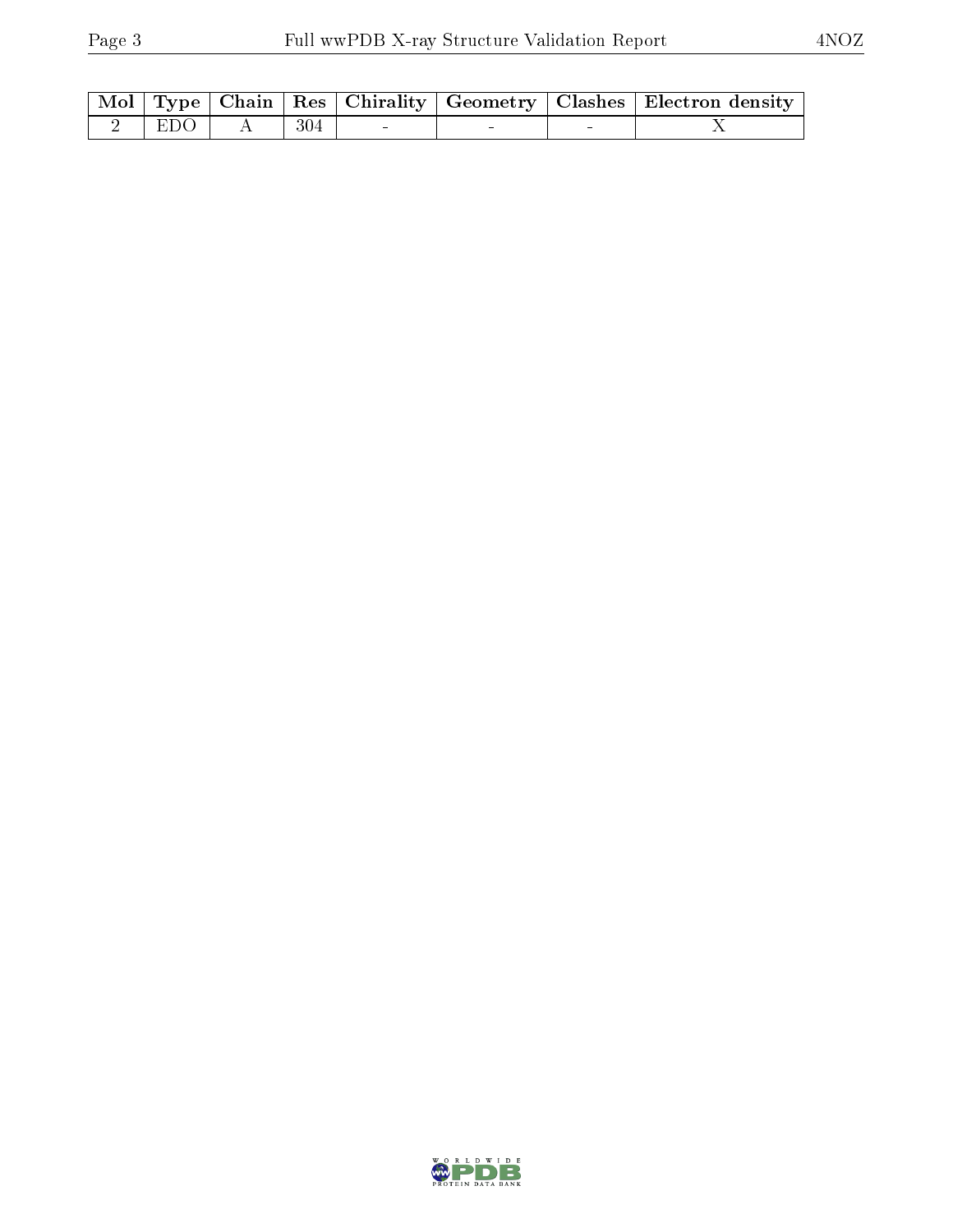| Mol | Type | Chain | Res | Chirality | Geometry | Clashes | Electron density |
|---|---|---|---|---|---|---|---|
| 2 | EDO | A | 304 | - | - | - | X |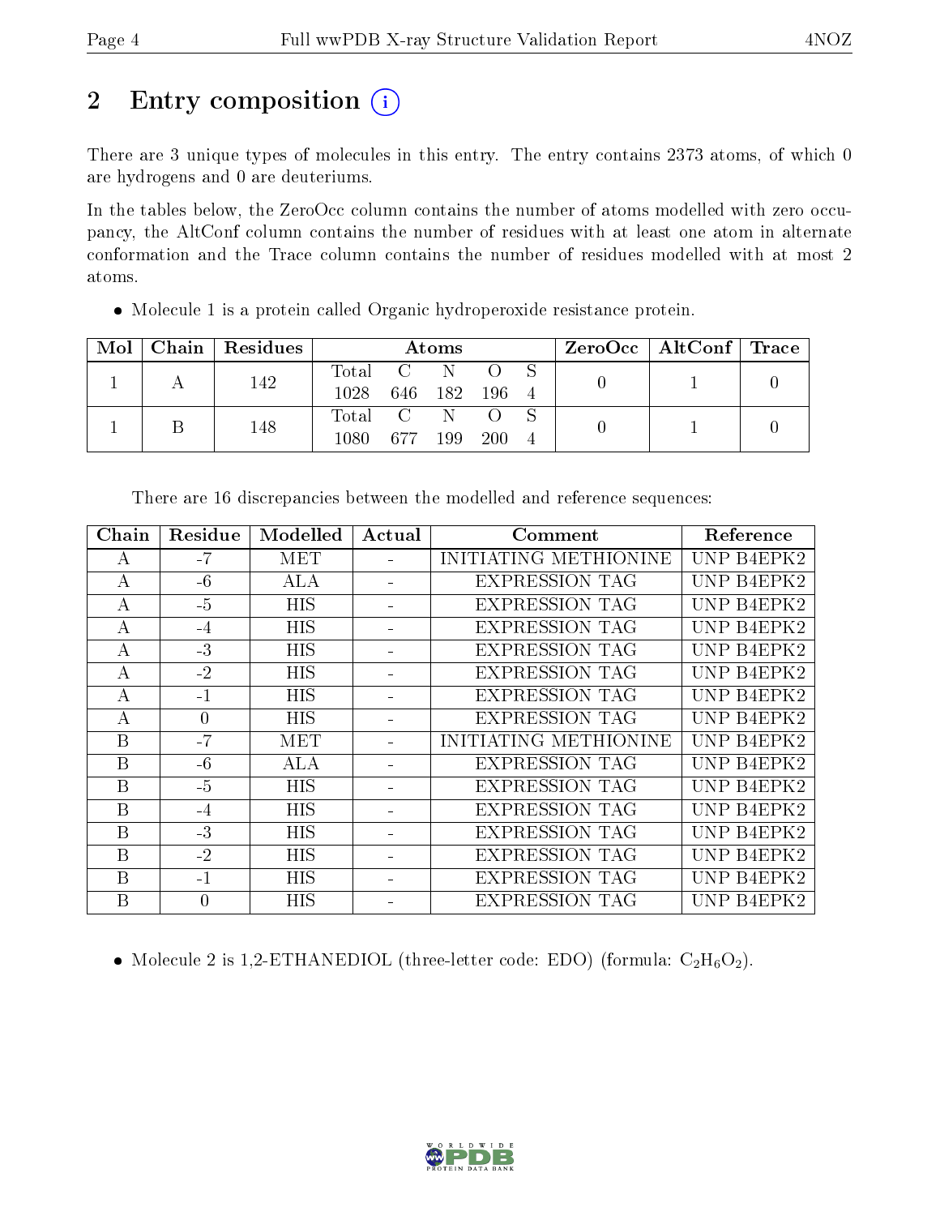# 2 Entry composition

There are 3 unique types of molecules in this entry. The entry contains 2373 atoms, of which 0 are hydrogens and 0 are deuteriums.

In the tables below, the ZeroOcc column contains the number of atoms modelled with zero occupancy, the AltConf column contains the number of residues with at least one atom in alternate conformation and the Trace column contains the number of residues modelled with at most 2 atoms.

- Molecule 1 is a protein called Organic hydroperoxide resistance protein.

| Mol | Chain | Residues | Atoms | | | | | ZeroOcc | AltConf | Trace |
|---|---|---|---|---|---|---|---|---|---|---|
| 1 | A | 142 | Total 1028 | C 646 | N 182 | O 196 | S 4 | 0 | 1 | 0 |
| 1 | B | 148 | Total 1080 | C 677 | N 199 | O 200 | S 4 | 0 | 1 | 0 |

There are 16 discrepancies between the modelled and reference sequences:

| Chain | Residue | Modelled | Actual | Comment | Reference |
|---|---|---|---|---|---|
| A | -7 | MET | - | INITIATING METHIONINE | UNP B4EPK2 |
| A | -6 | ALA | - | EXPRESSION TAG | UNP B4EPK2 |
| A | -5 | HIS | - | EXPRESSION TAG | UNP B4EPK2 |
| A | -4 | HIS | - | EXPRESSION TAG | UNP B4EPK2 |
| A | -3 | HIS | - | EXPRESSION TAG | UNP B4EPK2 |
| A | -2 | HIS | - | EXPRESSION TAG | UNP B4EPK2 |
| A | -1 | HIS | - | EXPRESSION TAG | UNP B4EPK2 |
| A | 0 | HIS | - | EXPRESSION TAG | UNP B4EPK2 |
| B | -7 | MET | - | INITIATING METHIONINE | UNP B4EPK2 |
| B | -6 | ALA | - | EXPRESSION TAG | UNP B4EPK2 |
| B | -5 | HIS | - | EXPRESSION TAG | UNP B4EPK2 |
| B | -4 | HIS | - | EXPRESSION TAG | UNP B4EPK2 |
| B | -3 | HIS | - | EXPRESSION TAG | UNP B4EPK2 |
| B | -2 | HIS | - | EXPRESSION TAG | UNP B4EPK2 |
| B | -1 | HIS | - | EXPRESSION TAG | UNP B4EPK2 |
| B | 0 | HIS | - | EXPRESSION TAG | UNP B4EPK2 |

- Molecule 2 is 1,2-ETHANEDIOL (three-letter code: EDO) (formula: $C_2H_6O_2$).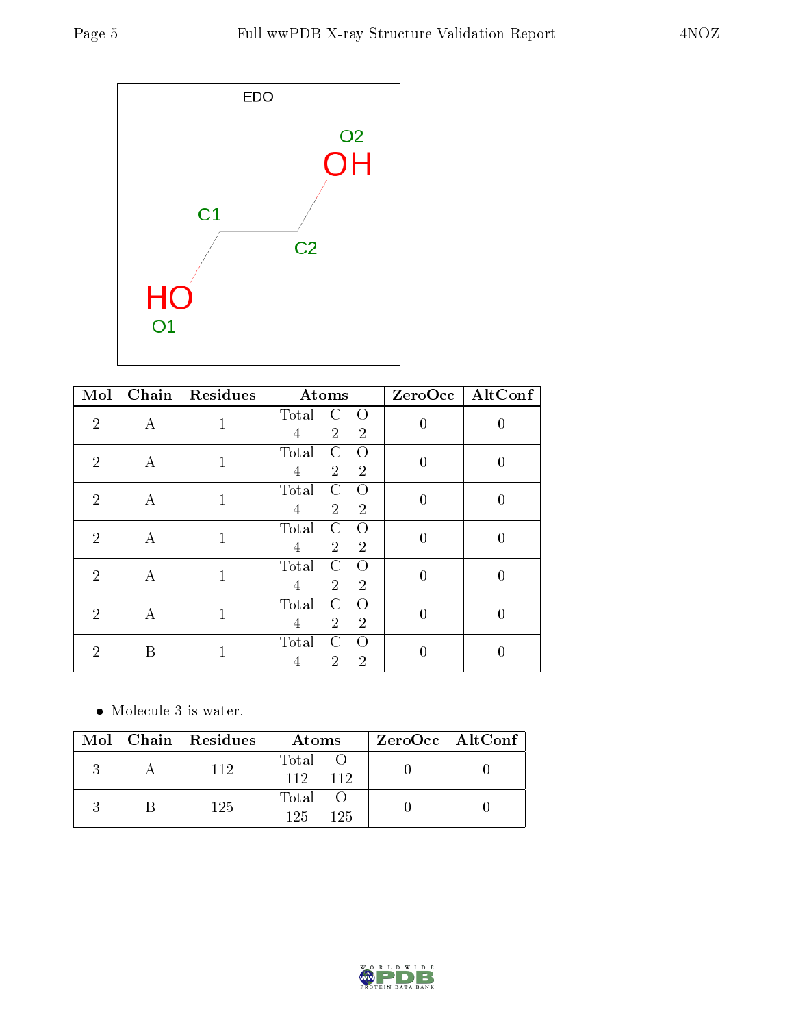| Mol | Chain | Residues | Atoms | | | ZeroOcc | AltConf |
|---|---|---|---|---|---|---|---|
| | | | Total | C | O | | |
| 2 | A | 1 | 4 | 2 | 2 | 0 | 0 |
| 2 | A | 1 | 4 | 2 | 2 | 0 | 0 |
| 2 | A | 1 | 4 | 2 | 2 | 0 | 0 |
| 2 | A | 1 | 4 | 2 | 2 | 0 | 0 |
| 2 | A | 1 | 4 | 2 | 2 | 0 | 0 |
| 2 | A | 1 | 4 | 2 | 2 | 0 | 0 |
| 2 | B | 1 | 4 | 2 | 2 | 0 | 0 |

- Molecule 3 is water.

| Mol | Chain | Residues | Atoms | | ZeroOcc | AltConf |
|---|---|---|---|---|---|---|
| | | | Total | O | | |
| 3 | A | 112 | 112 | 112 | 0 | 0 |
| 3 | B | 125 | 125 | 125 | 0 | 0 |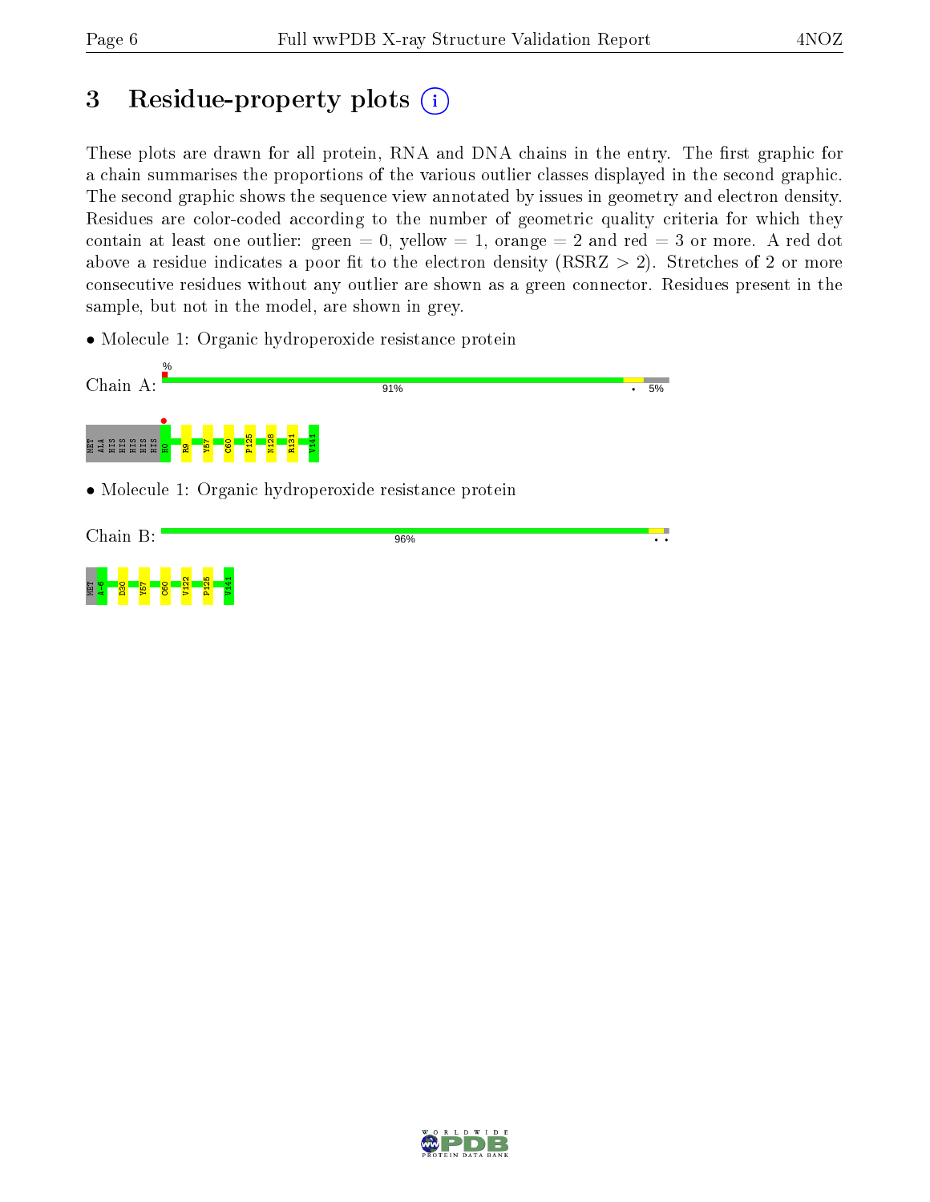# 3 Residue-property plots

These plots are drawn for all protein, RNA and DNA chains in the entry. The first graphic for a chain summarises the proportions of the various outlier classes displayed in the second graphic. The second graphic shows the sequence view annotated by issues in geometry and electron density. Residues are color-coded according to the number of geometric quality criteria for which they contain at least one outlier: green = 0, yellow = 1, orange = 2 and red = 3 or more. A red dot above a residue indicates a poor fit to the electron density (RSRZ > 2). Stretches of 2 or more consecutive residues without any outlier are shown as a green connector. Residues present in the sample, but not in the model, are shown in grey.

- Molecule 1: Organic hydroperoxide resistance protein

Chain A: % 91% • 5%

MET ALA HIS HIS HIS HIS HIS H0 R9 Y57 C60 P125 N128 R131 V141

- Molecule 1: Organic hydroperoxide resistance protein

Chain B: 96% • •

MET A-6 D30 Y57 C60 V122 P125 V141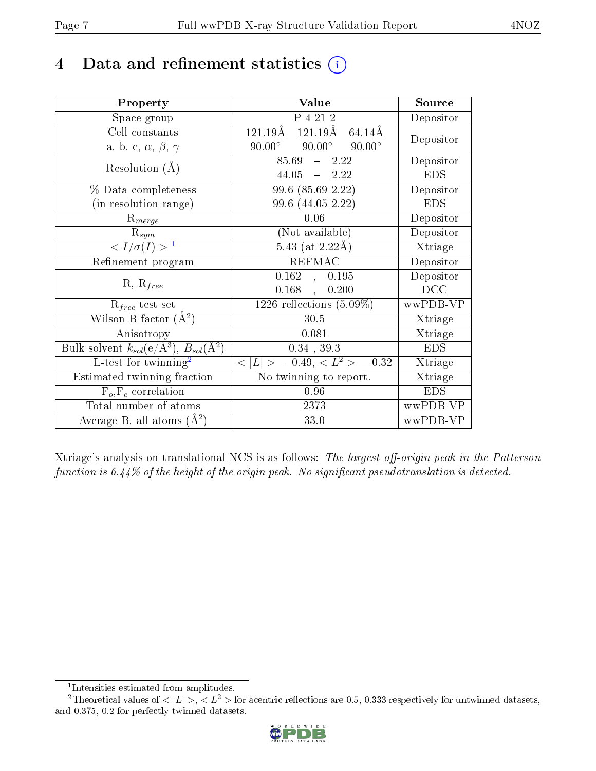# 4 Data and refinement statistics ⓘ

| Property | Value | Source |
|---|---|---|
| Space group | P 4 21 2 | Depositor |
| Cell constants<br>a, b, c, $\alpha$, $\beta$, $\gamma$ | 121.19Å 121.19Å 64.14Å<br>90.00° 90.00° 90.00° | Depositor |
| Resolution (Å) | 85.69 – 2.22<br>44.05 – 2.22 | Depositor<br>EDS |
| % Data completeness<br>(in resolution range) | 99.6 (85.69-2.22)<br>99.6 (44.05-2.22) | Depositor<br>EDS |
| $R_{merge}$ | 0.06 | Depositor |
| $R_{sym}$ | (Not available) | Depositor |
| $< I/\sigma(I) >$ [1] | 5.43 (at 2.22Å) | Xtriage |
| Refinement program | REFMAC | Depositor |
| R, $R_{free}$ | 0.162 , 0.195<br>0.168 , 0.200 | Depositor<br>DCC |
| $R_{free}$ test set | 1226 reflections (5.09%) | wwPDB-VP |
| Wilson B-factor (Å$^2$) | 30.5 | Xtriage |
| Anisotropy | 0.081 | Xtriage |
| Bulk solvent $k_{sol}$(e/Å$^3$), $B_{sol}$(Å$^2$) | 0.34 , 39.3 | EDS |
| L-test for twinning[2] | $< \|L\| >$ = 0.49, $< L^2 >$ = 0.32 | Xtriage |
| Estimated twinning fraction | No twinning to report. | Xtriage |
| $F_o$,$F_c$ correlation | 0.96 | EDS |
| Total number of atoms | 2373 | wwPDB-VP |
| Average B, all atoms (Å$^2$) | 33.0 | wwPDB-VP |

Xtriage's analysis on translational NCS is as follows: *The largest off-origin peak in the Patterson function is 6.44% of the height of the origin peak. No significant pseudotranslation is detected.*

[1] Intensities estimated from amplitudes.

[2] Theoretical values of $< |L| >$, $< L^2 >$ for acentric reflections are 0.5, 0.333 respectively for untwinned datasets, and 0.375, 0.2 for perfectly twinned datasets.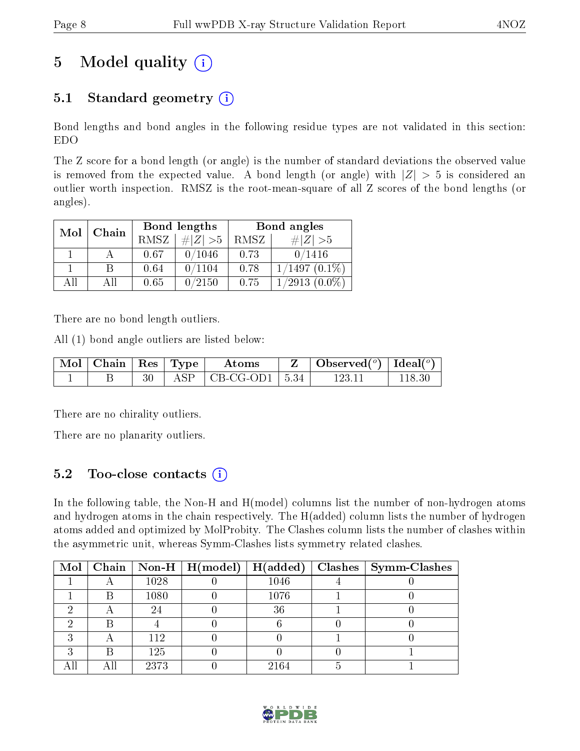# 5 Model quality

## 5.1 Standard geometry

Bond lengths and bond angles in the following residue types are not validated in this section: EDO

The Z score for a bond length (or angle) is the number of standard deviations the observed value is removed from the expected value. A bond length (or angle) with $|Z| > 5$ is considered an outlier worth inspection. RMSZ is the root-mean-square of all Z scores of the bond lengths (or angles).

| Mol | Chain | Bond lengths | | Bond angles | |
|---|---|---|---|---|---|
| | | RMSZ | $\#\|Z\| > 5$ | RMSZ | $\#\|Z\| > 5$ |
| 1 | A | 0.67 | 0/1046 | 0.73 | 0/1416 |
| 1 | B | 0.64 | 0/1104 | 0.78 | 1/1497 (0.1%) |
| All | All | 0.65 | 0/2150 | 0.75 | 1/2913 (0.0%) |

There are no bond length outliers.

All (1) bond angle outliers are listed below:

| Mol | Chain | Res | Type | Atoms | Z | Observed(°) | Ideal(°) |
|---|---|---|---|---|---|---|---|
| 1 | B | 30 | ASP | CB-CG-OD1 | 5.34 | 123.11 | 118.30 |

There are no chirality outliers.

There are no planarity outliers.

## 5.2 Too-close contacts

In the following table, the Non-H and H(model) columns list the number of non-hydrogen atoms and hydrogen atoms in the chain respectively. The H(added) column lists the number of hydrogen atoms added and optimized by MolProbity. The Clashes column lists the number of clashes within the asymmetric unit, whereas Symm-Clashes lists symmetry related clashes.

| Mol | Chain | Non-H | H(model) | H(added) | Clashes | Symm-Clashes |
|---|---|---|---|---|---|---|
| 1 | A | 1028 | 0 | 1046 | 4 | 0 |
| 1 | B | 1080 | 0 | 1076 | 1 | 0 |
| 2 | A | 24 | 0 | 36 | 1 | 0 |
| 2 | B | 4 | 0 | 6 | 0 | 0 |
| 3 | A | 112 | 0 | 0 | 1 | 0 |
| 3 | B | 125 | 0 | 0 | 0 | 1 |
| All | All | 2373 | 0 | 2164 | 5 | 1 |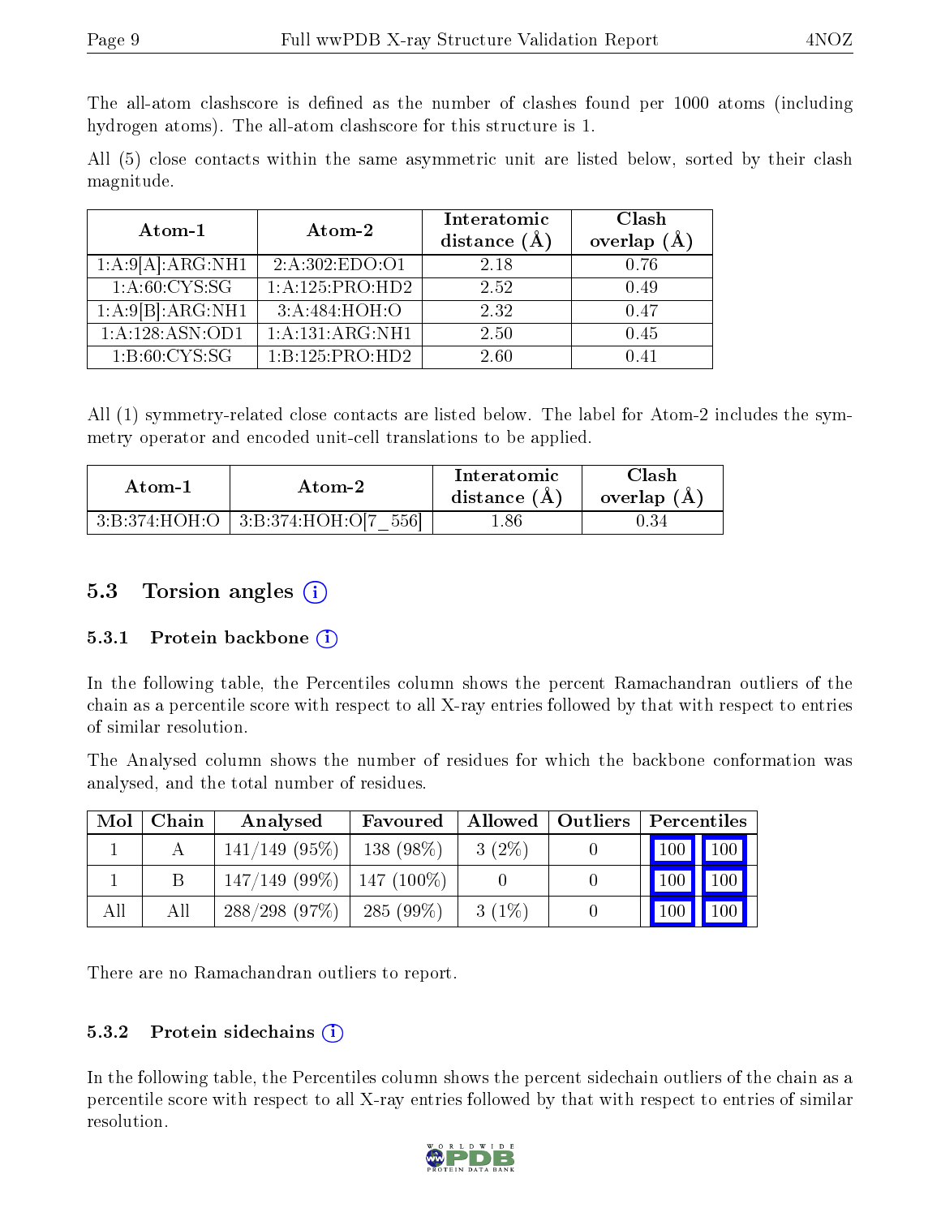The all-atom clashscore is defined as the number of clashes found per 1000 atoms (including hydrogen atoms). The all-atom clashscore for this structure is 1.

All (5) close contacts within the same asymmetric unit are listed below, sorted by their clash magnitude.

| Atom-1 | Atom-2 | Interatomic distance (Å) | Clash overlap (Å) |
|---|---|---|---|
| 1:A:9[A]:ARG:NH1 | 2:A:302:EDO:O1 | 2.18 | 0.76 |
| 1:A:60:CYS:SG | 1:A:125:PRO:HD2 | 2.52 | 0.49 |
| 1:A:9[B]:ARG:NH1 | 3:A:484:HOH:O | 2.32 | 0.47 |
| 1:A:128:ASN:OD1 | 1:A:131:ARG:NH1 | 2.50 | 0.45 |
| 1:B:60:CYS:SG | 1:B:125:PRO:HD2 | 2.60 | 0.41 |

All (1) symmetry-related close contacts are listed below. The label for Atom-2 includes the symmetry operator and encoded unit-cell translations to be applied.

| Atom-1 | Atom-2 | Interatomic distance (Å) | Clash overlap (Å) |
|---|---|---|---|
| 3:B:374:HOH:O | 3:B:374:HOH:O[7_556] | 1.86 | 0.34 |

## 5.3 Torsion angles

### 5.3.1 Protein backbone

In the following table, the Percentiles column shows the percent Ramachandran outliers of the chain as a percentile score with respect to all X-ray entries followed by that with respect to entries of similar resolution.

The Analysed column shows the number of residues for which the backbone conformation was analysed, and the total number of residues.

| Mol | Chain | Analysed | Favoured | Allowed | Outliers | Percentiles | |
|---|---|---|---|---|---|---|---|
| 1 | A | 141/149 (95%) | 138 (98%) | 3 (2%) | 0 | 100 | 100 |
| 1 | B | 147/149 (99%) | 147 (100%) | 0 | 0 | 100 | 100 |
| All | All | 288/298 (97%) | 285 (99%) | 3 (1%) | 0 | 100 | 100 |

There are no Ramachandran outliers to report.

### 5.3.2 Protein sidechains

In the following table, the Percentiles column shows the percent sidechain outliers of the chain as a percentile score with respect to all X-ray entries followed by that with respect to entries of similar resolution.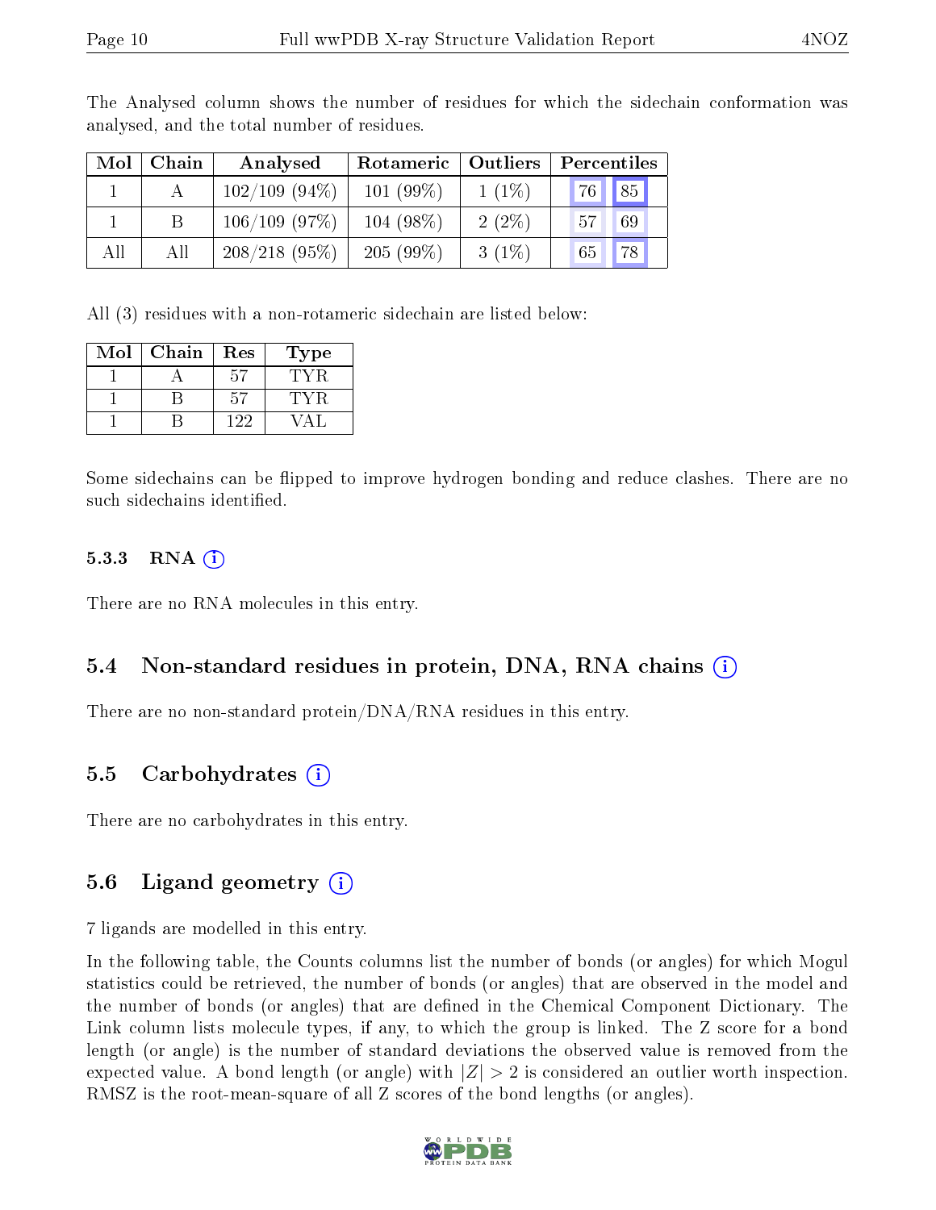The Analysed column shows the number of residues for which the sidechain conformation was analysed, and the total number of residues.

| Mol | Chain | Analysed | Rotameric | Outliers | Percentiles | |
|---|---|---|---|---|---|---|
| 1 | A | 102/109 (94%) | 101 (99%) | 1 (1%) | 76 | 85 |
| 1 | B | 106/109 (97%) | 104 (98%) | 2 (2%) | 57 | 69 |
| All | All | 208/218 (95%) | 205 (99%) | 3 (1%) | 65 | 78 |

All (3) residues with a non-rotameric sidechain are listed below:

| Mol | Chain | Res | Type |
|---|---|---|---|
| 1 | A | 57 | TYR |
| 1 | B | 57 | TYR |
| 1 | B | 122 | VAL |

Some sidechains can be flipped to improve hydrogen bonding and reduce clashes. There are no such sidechains identified.

#### 5.3.3 RNA

There are no RNA molecules in this entry.

### 5.4 Non-standard residues in protein, DNA, RNA chains

There are no non-standard protein/DNA/RNA residues in this entry.

### 5.5 Carbohydrates

There are no carbohydrates in this entry.

### 5.6 Ligand geometry

7 ligands are modelled in this entry.

In the following table, the Counts columns list the number of bonds (or angles) for which Mogul statistics could be retrieved, the number of bonds (or angles) that are observed in the model and the number of bonds (or angles) that are defined in the Chemical Component Dictionary. The Link column lists molecule types, if any, to which the group is linked. The Z score for a bond length (or angle) is the number of standard deviations the observed value is removed from the expected value. A bond length (or angle) with $|Z| > 2$ is considered an outlier worth inspection. RMSZ is the root-mean-square of all Z scores of the bond lengths (or angles).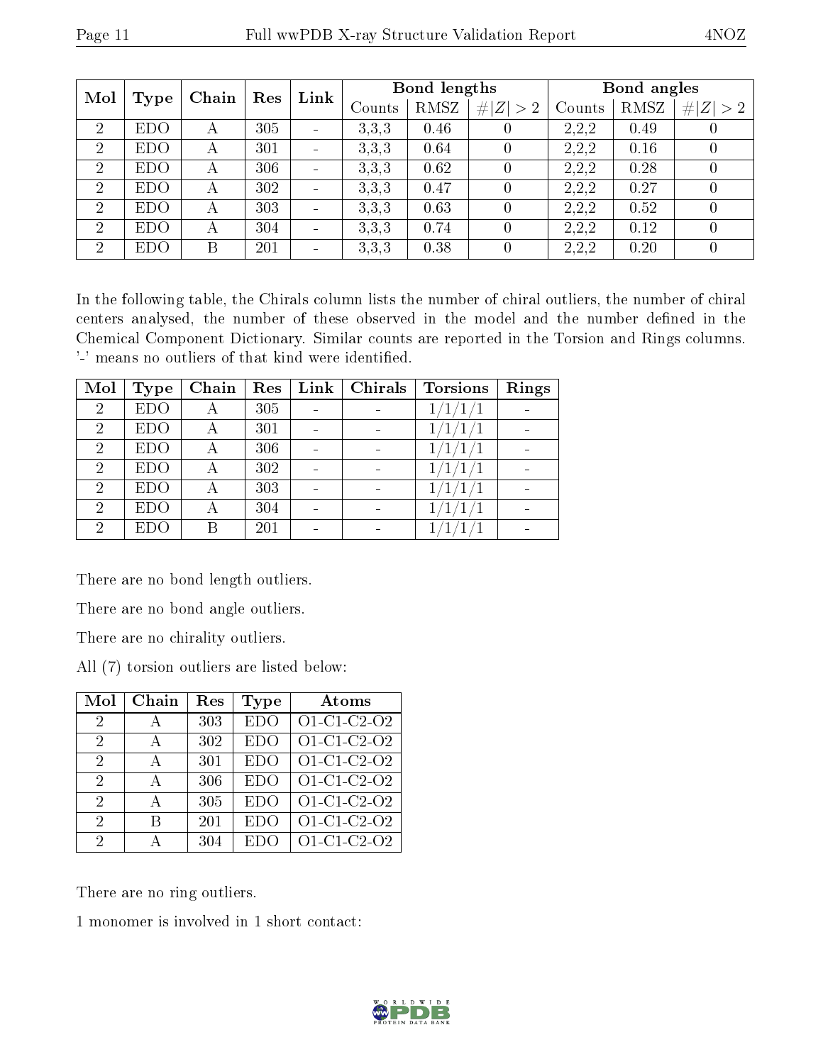| Mol | Type | Chain | Res | Link | Bond lengths | | | Bond angles | | |
|---|---|---|---|---|---|---|---|---|---|---|
| | | | | | Counts | RMSZ | # $\|Z\|>2$ | Counts | RMSZ | # $\|Z\|>2$ |
| 2 | EDO | A | 305 | - | 3,3,3 | 0.46 | 0 | 2,2,2 | 0.49 | 0 |
| 2 | EDO | A | 301 | - | 3,3,3 | 0.64 | 0 | 2,2,2 | 0.16 | 0 |
| 2 | EDO | A | 306 | - | 3,3,3 | 0.62 | 0 | 2,2,2 | 0.28 | 0 |
| 2 | EDO | A | 302 | - | 3,3,3 | 0.47 | 0 | 2,2,2 | 0.27 | 0 |
| 2 | EDO | A | 303 | - | 3,3,3 | 0.63 | 0 | 2,2,2 | 0.52 | 0 |
| 2 | EDO | A | 304 | - | 3,3,3 | 0.74 | 0 | 2,2,2 | 0.12 | 0 |
| 2 | EDO | B | 201 | - | 3,3,3 | 0.38 | 0 | 2,2,2 | 0.20 | 0 |

In the following table, the Chirals column lists the number of chiral outliers, the number of chiral centers analysed, the number of these observed in the model and the number defined in the Chemical Component Dictionary. Similar counts are reported in the Torsion and Rings columns. '-' means no outliers of that kind were identified.

| Mol | Type | Chain | Res | Link | Chirals | Torsions | Rings |
|---|---|---|---|---|---|---|---|
| 2 | EDO | A | 305 | - | - | 1/1/1/1 | - |
| 2 | EDO | A | 301 | - | - | 1/1/1/1 | - |
| 2 | EDO | A | 306 | - | - | 1/1/1/1 | - |
| 2 | EDO | A | 302 | - | - | 1/1/1/1 | - |
| 2 | EDO | A | 303 | - | - | 1/1/1/1 | - |
| 2 | EDO | A | 304 | - | - | 1/1/1/1 | - |
| 2 | EDO | B | 201 | - | - | 1/1/1/1 | - |

There are no bond length outliers.

There are no bond angle outliers.

There are no chirality outliers.

All (7) torsion outliers are listed below:

| Mol | Chain | Res | Type | Atoms |
|---|---|---|---|---|
| 2 | A | 303 | EDO | O1-C1-C2-O2 |
| 2 | A | 302 | EDO | O1-C1-C2-O2 |
| 2 | A | 301 | EDO | O1-C1-C2-O2 |
| 2 | A | 306 | EDO | O1-C1-C2-O2 |
| 2 | A | 305 | EDO | O1-C1-C2-O2 |
| 2 | B | 201 | EDO | O1-C1-C2-O2 |
| 2 | A | 304 | EDO | O1-C1-C2-O2 |

There are no ring outliers.

1 monomer is involved in 1 short contact: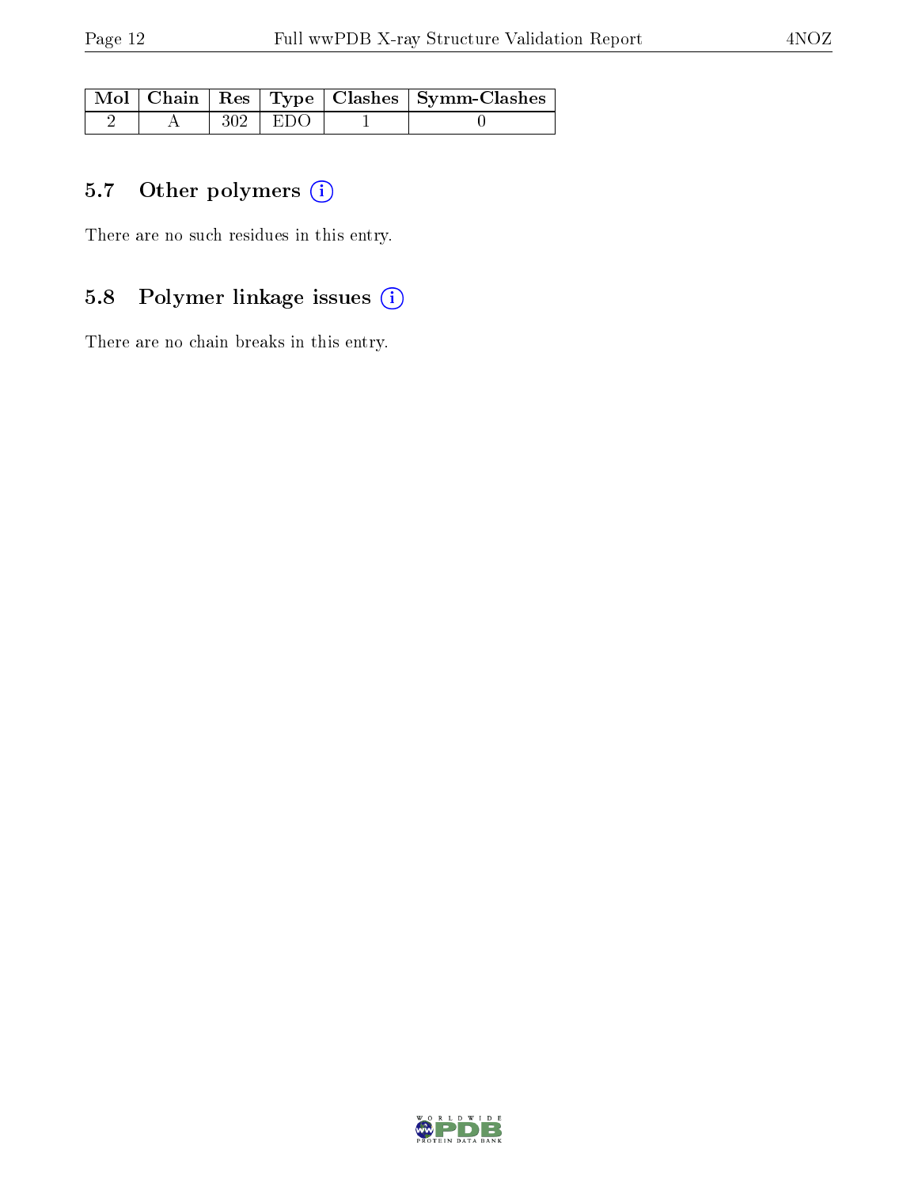| Mol | Chain | Res | Type | Clashes | Symm-Clashes |
|---|---|---|---|---|---|
| 2 | A | 302 | EDO | 1 | 0 |

### 5.7 Other polymers (i)

There are no such residues in this entry.

### 5.8 Polymer linkage issues (i)

There are no chain breaks in this entry.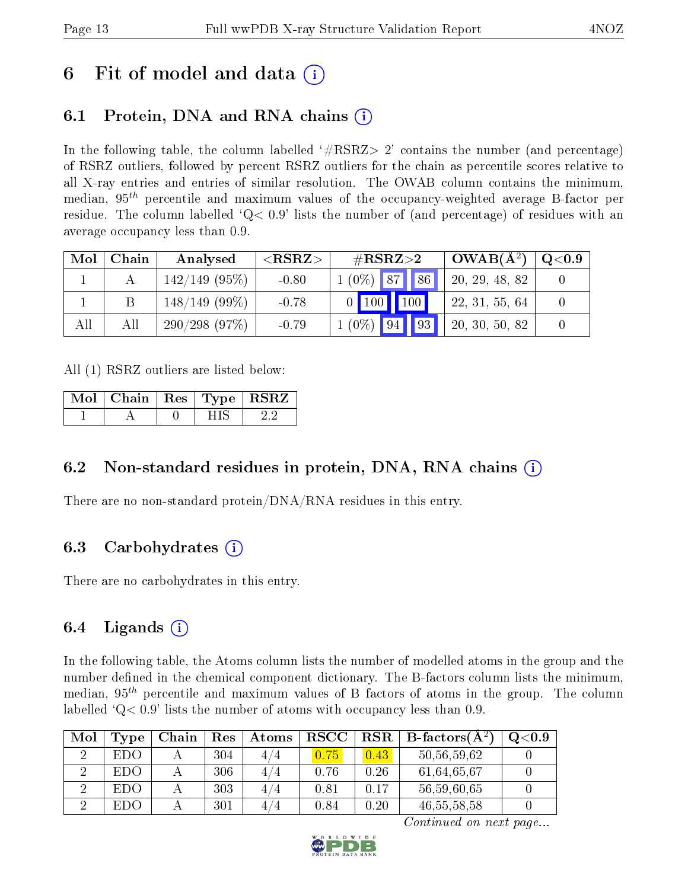# 6 Fit of model and data (i)

## 6.1 Protein, DNA and RNA chains (i)

In the following table, the column labelled '#RSRZ> 2' contains the number (and percentage) of RSRZ outliers, followed by percent RSRZ outliers for the chain as percentile scores relative to all X-ray entries and entries of similar resolution. The OWAB column contains the minimum, median, $95^{th}$ percentile and maximum values of the occupancy-weighted average B-factor per residue. The column labelled 'Q< 0.9' lists the number of (and percentage) of residues with an average occupancy less than 0.9.

| Mol | Chain | Analysed | <RSRZ> | #RSRZ>2 | | | OWAB(Å$^2$) | Q<0.9 |
|---|---|---|---|---|---|---|---|---|
| 1 | A | 142/149 (95%) | -0.80 | 1 (0%) | 87 | 86 | 20, 29, 48, 82 | 0 |
| 1 | B | 148/149 (99%) | -0.78 | 0 | 100 | 100 | 22, 31, 55, 64 | 0 |
| All | All | 290/298 (97%) | -0.79 | 1 (0%) | 94 | 93 | 20, 30, 50, 82 | 0 |

All (1) RSRZ outliers are listed below:

| Mol | Chain | Res | Type | RSRZ |
|---|---|---|---|---|
| 1 | A | 0 | HIS | 2.2 |

## 6.2 Non-standard residues in protein, DNA, RNA chains (i)

There are no non-standard protein/DNA/RNA residues in this entry.

## 6.3 Carbohydrates (i)

There are no carbohydrates in this entry.

## 6.4 Ligands (i)

In the following table, the Atoms column lists the number of modelled atoms in the group and the number defined in the chemical component dictionary. The B-factors column lists the minimum, median, $95^{th}$ percentile and maximum values of B factors of atoms in the group. The column labelled 'Q< 0.9' lists the number of atoms with occupancy less than 0.9.

| Mol | Type | Chain | Res | Atoms | RSCC | RSR | B-factors(Å$^2$) | Q<0.9 |
|---|---|---|---|---|---|---|---|---|
| 2 | EDO | A | 304 | 4/4 | 0.75 | 0.43 | 50,56,59,62 | 0 |
| 2 | EDO | A | 306 | 4/4 | 0.76 | 0.26 | 61,64,65,67 | 0 |
| 2 | EDO | A | 303 | 4/4 | 0.81 | 0.17 | 56,59,60,65 | 0 |
| 2 | EDO | A | 301 | 4/4 | 0.84 | 0.20 | 46,55,58,58 | 0 |

*Continued on next page...*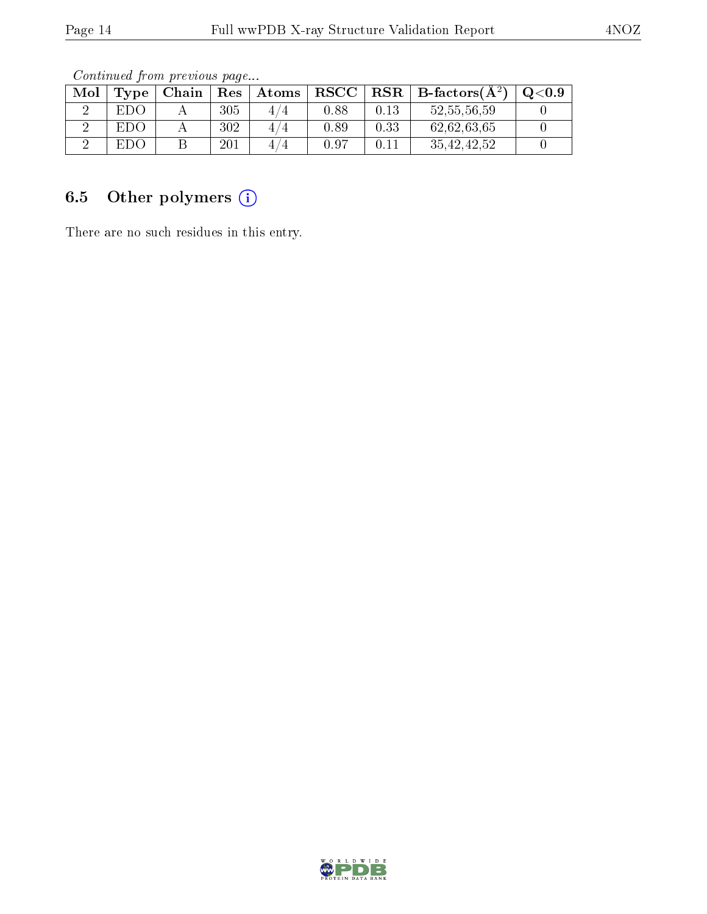*Continued from previous page...*

| Mol | Type | Chain | Res | Atoms | RSCC | RSR | B-factors($Å^2$) | Q<0.9 |
|---|---|---|---|---|---|---|---|---|
| 2 | EDO | A | 305 | 4/4 | 0.88 | 0.13 | 52,55,56,59 | 0 |
| 2 | EDO | A | 302 | 4/4 | 0.89 | 0.33 | 62,62,63,65 | 0 |
| 2 | EDO | B | 201 | 4/4 | 0.97 | 0.11 | 35,42,42,52 | 0 |

## 6.5 Other polymers (i)

There are no such residues in this entry.